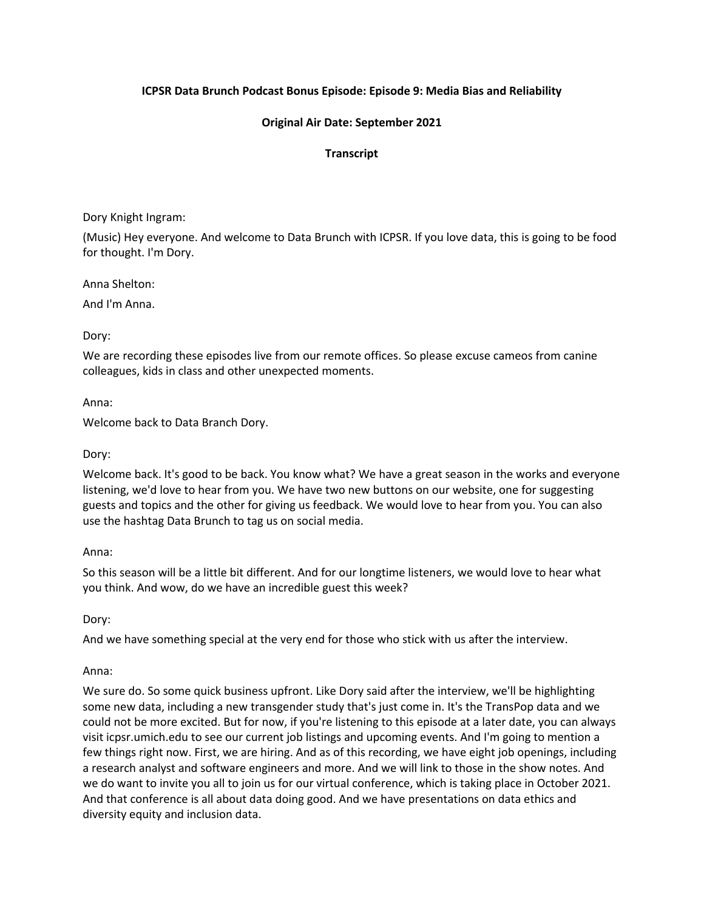**ICPSR Data Brunch Podcast Bonus Episode: Episode 9: Media Bias and Reliability**

**Original Air Date: September 2021**

**Transcript**

Dory Knight Ingram:

(Music) Hey everyone. And welcome to Data Brunch with ICPSR. If you love data, this is going to be food for thought. I'm Dory.

Anna Shelton:

And I'm Anna.

Dory:

We are recording these episodes live from our remote offices. So please excuse cameos from canine colleagues, kids in class and other unexpected moments.

Anna:

Welcome back to Data Branch Dory.

Dory:

Welcome back. It's good to be back. You know what? We have a great season in the works and everyone listening, we'd love to hear from you. We have two new buttons on our website, one for suggesting guests and topics and the other for giving us feedback. We would love to hear from you. You can also use the hashtag Data Brunch to tag us on social media.

Anna:

So this season will be a little bit different. And for our longtime listeners, we would love to hear what you think. And wow, do we have an incredible guest this week?

Dory:

And we have something special at the very end for those who stick with us after the interview.

Anna:

We sure do. So some quick business upfront. Like Dory said after the interview, we'll be highlighting some new data, including a new transgender study that's just come in. It's the TransPop data and we could not be more excited. But for now, if you're listening to this episode at a later date, you can always visit icpsr.umich.edu to see our current job listings and upcoming events. And I'm going to mention a few things right now. First, we are hiring. And as of this recording, we have eight job openings, including a research analyst and software engineers and more. And we will link to those in the show notes. And we do want to invite you all to join us for our virtual conference, which is taking place in October 2021. And that conference is all about data doing good. And we have presentations on data ethics and diversity equity and inclusion data.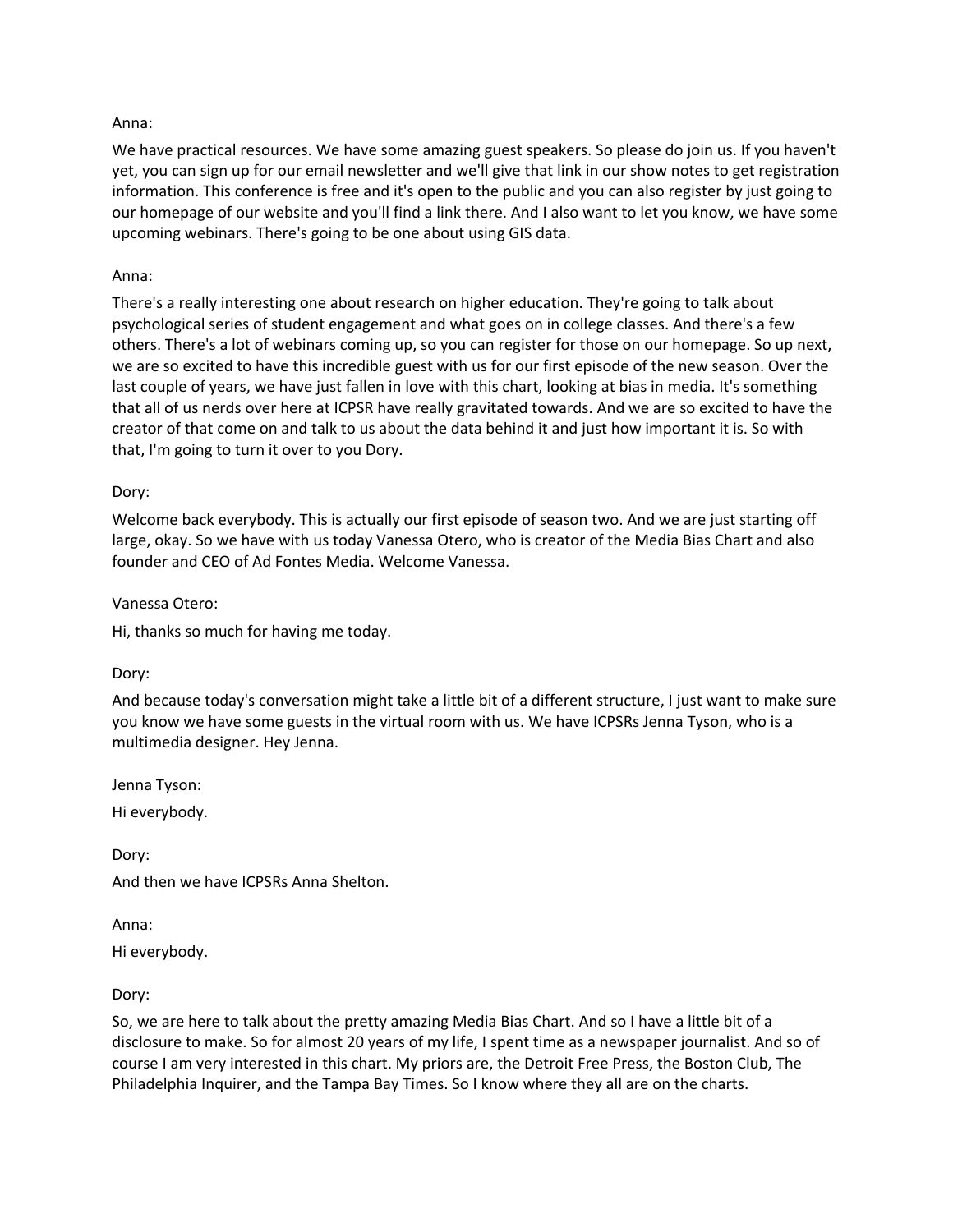Anna:

We have practical resources. We have some amazing guest speakers. So please do join us. If you haven't yet, you can sign up for our email newsletter and we'll give that link in our show notes to get registration information. This conference is free and it's open to the public and you can also register by just going to our homepage of our website and you'll find a link there. And I also want to let you know, we have some upcoming webinars. There's going to be one about using GIS data.

Anna:

There's a really interesting one about research on higher education. They're going to talk about psychological series of student engagement and what goes on in college classes. And there's a few others. There's a lot of webinars coming up, so you can register for those on our homepage. So up next, we are so excited to have this incredible guest with us for our first episode of the new season. Over the last couple of years, we have just fallen in love with this chart, looking at bias in media. It's something that all of us nerds over here at ICPSR have really gravitated towards. And we are so excited to have the creator of that come on and talk to us about the data behind it and just how important it is. So with that, I'm going to turn it over to you Dory.

Dory:

Welcome back everybody. This is actually our first episode of season two. And we are just starting off large, okay. So we have with us today Vanessa Otero, who is creator of the Media Bias Chart and also founder and CEO of Ad Fontes Media. Welcome Vanessa.

Vanessa Otero:

Hi, thanks so much for having me today.

Dory:

And because today's conversation might take a little bit of a different structure, I just want to make sure you know we have some guests in the virtual room with us. We have ICPSRs Jenna Tyson, who is a multimedia designer. Hey Jenna.

Jenna Tyson:

Hi everybody.

Dory:

And then we have ICPSRs Anna Shelton.

Anna:

Hi everybody.

Dory:

So, we are here to talk about the pretty amazing Media Bias Chart. And so I have a little bit of a disclosure to make. So for almost 20 years of my life, I spent time as a newspaper journalist. And so of course I am very interested in this chart. My priors are, the Detroit Free Press, the Boston Club, The Philadelphia Inquirer, and the Tampa Bay Times. So I know where they all are on the charts.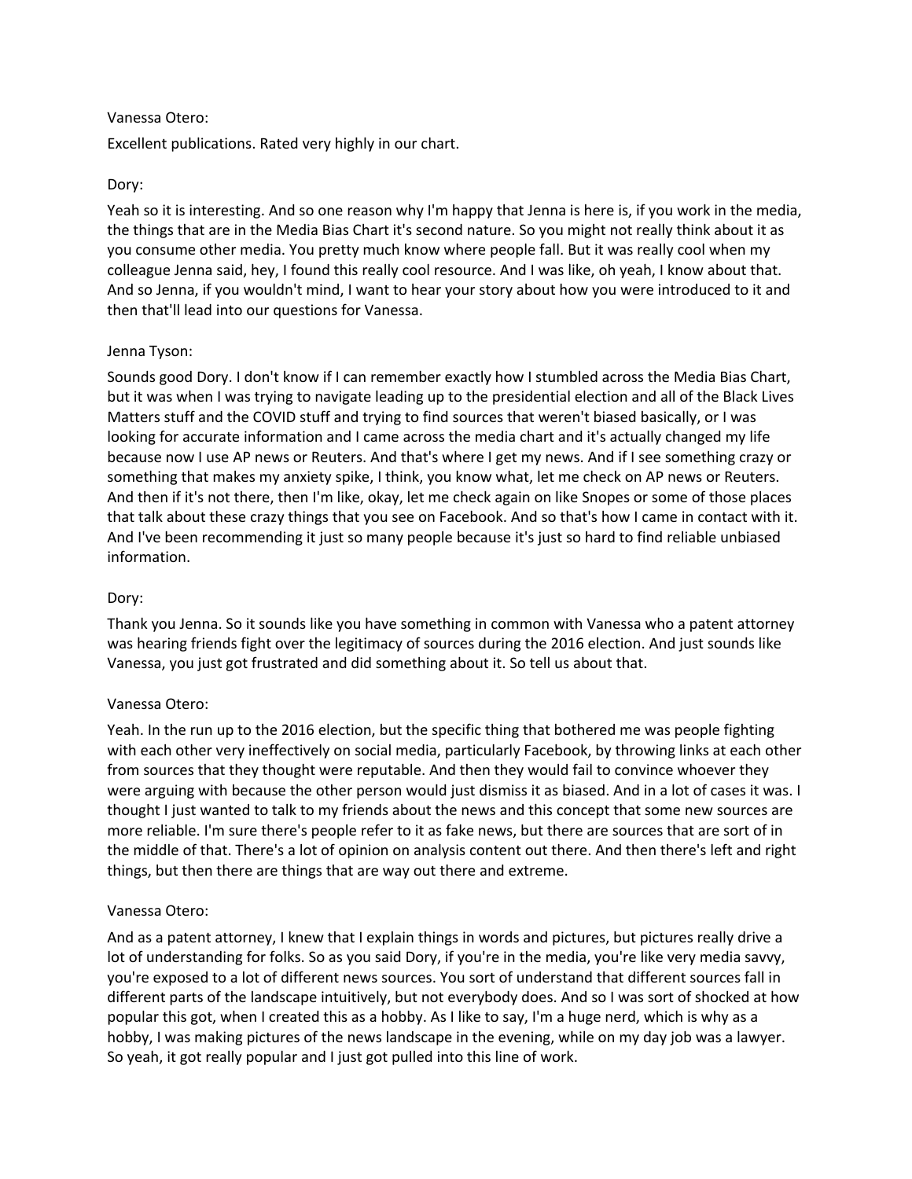Vanessa Otero:

Excellent publications. Rated very highly in our chart.

Dory:

Yeah so it is interesting. And so one reason why I'm happy that Jenna is here is, if you work in the media, the things that are in the Media Bias Chart it's second nature. So you might not really think about it as you consume other media. You pretty much know where people fall. But it was really cool when my colleague Jenna said, hey, I found this really cool resource. And I was like, oh yeah, I know about that. And so Jenna, if you wouldn't mind, I want to hear your story about how you were introduced to it and then that'll lead into our questions for Vanessa.

Jenna Tyson:

Sounds good Dory. I don't know if I can remember exactly how I stumbled across the Media Bias Chart, but it was when I was trying to navigate leading up to the presidential election and all of the Black Lives Matters stuff and the COVID stuff and trying to find sources that weren't biased basically, or I was looking for accurate information and I came across the media chart and it's actually changed my life because now I use AP news or Reuters. And that's where I get my news. And if I see something crazy or something that makes my anxiety spike, I think, you know what, let me check on AP news or Reuters. And then if it's not there, then I'm like, okay, let me check again on like Snopes or some of those places that talk about these crazy things that you see on Facebook. And so that's how I came in contact with it. And I've been recommending it just so many people because it's just so hard to find reliable unbiased information.

Dory:

Thank you Jenna. So it sounds like you have something in common with Vanessa who a patent attorney was hearing friends fight over the legitimacy of sources during the 2016 election. And just sounds like Vanessa, you just got frustrated and did something about it. So tell us about that.

Vanessa Otero:

Yeah. In the run up to the 2016 election, but the specific thing that bothered me was people fighting with each other very ineffectively on social media, particularly Facebook, by throwing links at each other from sources that they thought were reputable. And then they would fail to convince whoever they were arguing with because the other person would just dismiss it as biased. And in a lot of cases it was. I thought I just wanted to talk to my friends about the news and this concept that some new sources are more reliable. I'm sure there's people refer to it as fake news, but there are sources that are sort of in the middle of that. There's a lot of opinion on analysis content out there. And then there's left and right things, but then there are things that are way out there and extreme.

Vanessa Otero:

And as a patent attorney, I knew that I explain things in words and pictures, but pictures really drive a lot of understanding for folks. So as you said Dory, if you're in the media, you're like very media savvy, you're exposed to a lot of different news sources. You sort of understand that different sources fall in different parts of the landscape intuitively, but not everybody does. And so I was sort of shocked at how popular this got, when I created this as a hobby. As I like to say, I'm a huge nerd, which is why as a hobby, I was making pictures of the news landscape in the evening, while on my day job was a lawyer. So yeah, it got really popular and I just got pulled into this line of work.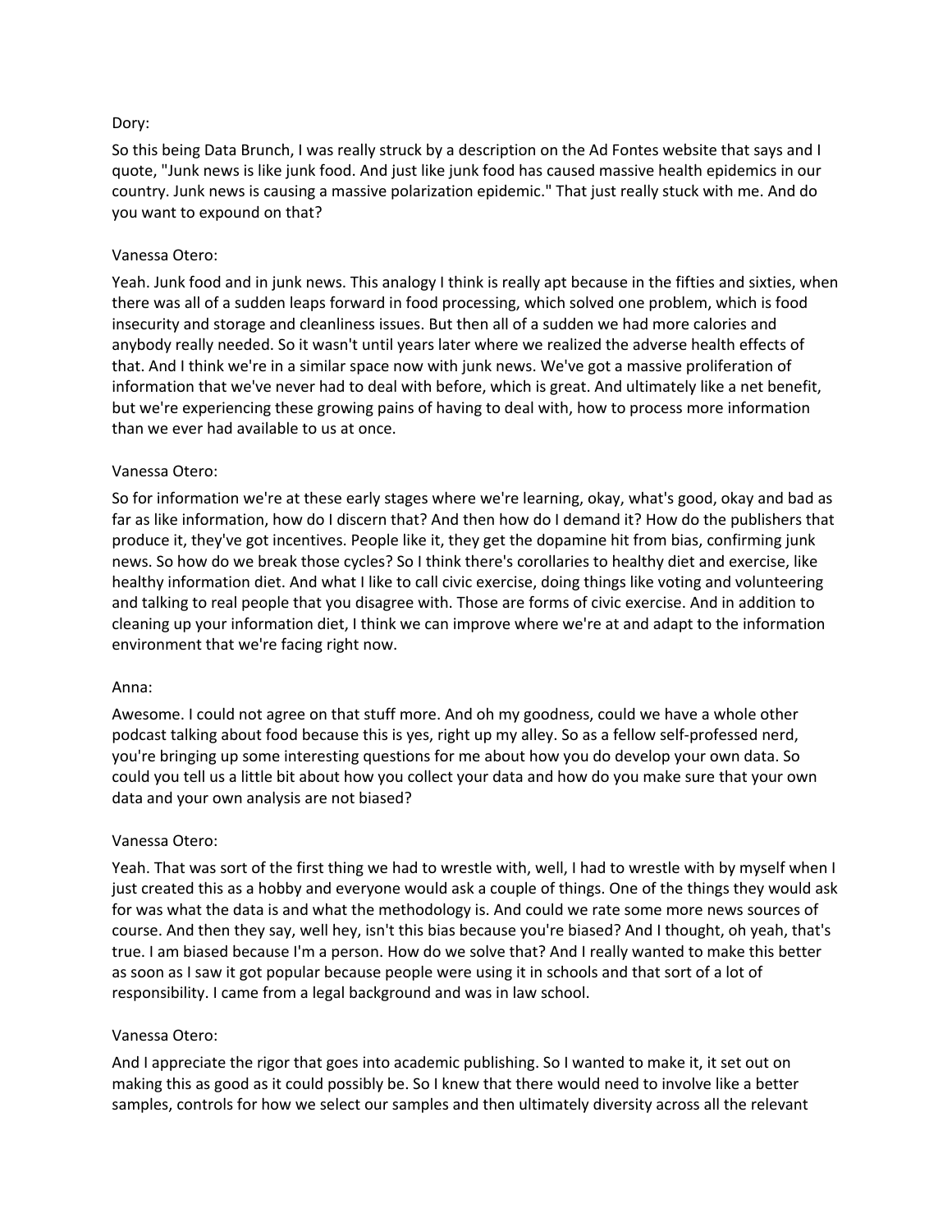Dory:

So this being Data Brunch, I was really struck by a description on the Ad Fontes website that says and I quote, "Junk news is like junk food. And just like junk food has caused massive health epidemics in our country. Junk news is causing a massive polarization epidemic." That just really stuck with me. And do you want to expound on that?

Vanessa Otero:

Yeah. Junk food and in junk news. This analogy I think is really apt because in the fifties and sixties, when there was all of a sudden leaps forward in food processing, which solved one problem, which is food insecurity and storage and cleanliness issues. But then all of a sudden we had more calories and anybody really needed. So it wasn't until years later where we realized the adverse health effects of that. And I think we're in a similar space now with junk news. We've got a massive proliferation of information that we've never had to deal with before, which is great. And ultimately like a net benefit, but we're experiencing these growing pains of having to deal with, how to process more information than we ever had available to us at once.

Vanessa Otero:

So for information we're at these early stages where we're learning, okay, what's good, okay and bad as far as like information, how do I discern that? And then how do I demand it? How do the publishers that produce it, they've got incentives. People like it, they get the dopamine hit from bias, confirming junk news. So how do we break those cycles? So I think there's corollaries to healthy diet and exercise, like healthy information diet. And what I like to call civic exercise, doing things like voting and volunteering and talking to real people that you disagree with. Those are forms of civic exercise. And in addition to cleaning up your information diet, I think we can improve where we're at and adapt to the information environment that we're facing right now.

Anna:

Awesome. I could not agree on that stuff more. And oh my goodness, could we have a whole other podcast talking about food because this is yes, right up my alley. So as a fellow self-professed nerd, you're bringing up some interesting questions for me about how you do develop your own data. So could you tell us a little bit about how you collect your data and how do you make sure that your own data and your own analysis are not biased?

Vanessa Otero:

Yeah. That was sort of the first thing we had to wrestle with, well, I had to wrestle with by myself when I just created this as a hobby and everyone would ask a couple of things. One of the things they would ask for was what the data is and what the methodology is. And could we rate some more news sources of course. And then they say, well hey, isn't this bias because you're biased? And I thought, oh yeah, that's true. I am biased because I'm a person. How do we solve that? And I really wanted to make this better as soon as I saw it got popular because people were using it in schools and that sort of a lot of responsibility. I came from a legal background and was in law school.

Vanessa Otero:

And I appreciate the rigor that goes into academic publishing. So I wanted to make it, it set out on making this as good as it could possibly be. So I knew that there would need to involve like a better samples, controls for how we select our samples and then ultimately diversity across all the relevant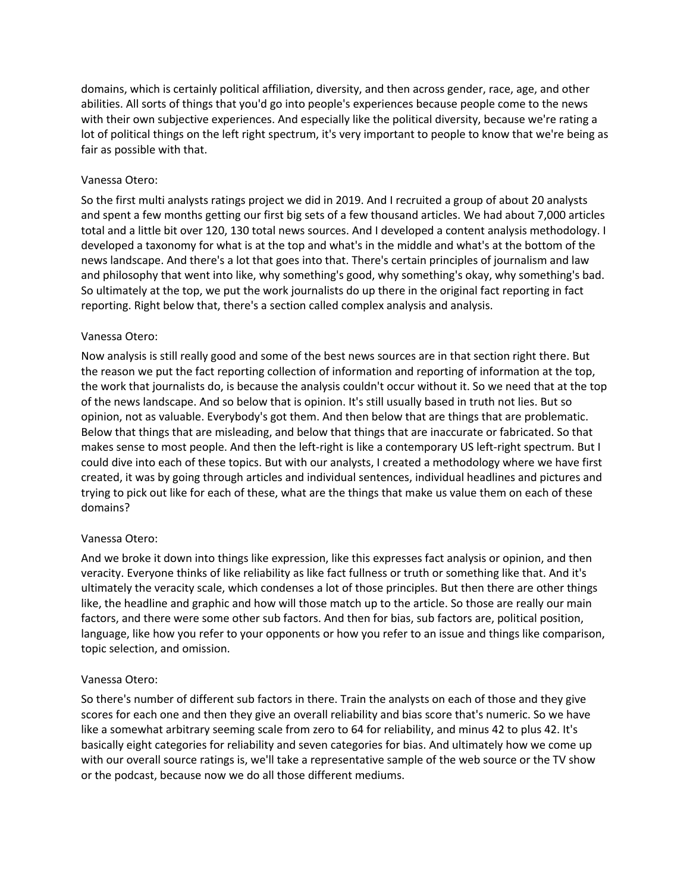domains, which is certainly political affiliation, diversity, and then across gender, race, age, and other abilities. All sorts of things that you'd go into people's experiences because people come to the news with their own subjective experiences. And especially like the political diversity, because we're rating a lot of political things on the left right spectrum, it's very important to people to know that we're being as fair as possible with that.

Vanessa Otero:

So the first multi analysts ratings project we did in 2019. And I recruited a group of about 20 analysts and spent a few months getting our first big sets of a few thousand articles. We had about 7,000 articles total and a little bit over 120, 130 total news sources. And I developed a content analysis methodology. I developed a taxonomy for what is at the top and what's in the middle and what's at the bottom of the news landscape. And there's a lot that goes into that. There's certain principles of journalism and law and philosophy that went into like, why something's good, why something's okay, why something's bad. So ultimately at the top, we put the work journalists do up there in the original fact reporting in fact reporting. Right below that, there's a section called complex analysis and analysis.

Vanessa Otero:

Now analysis is still really good and some of the best news sources are in that section right there. But the reason we put the fact reporting collection of information and reporting of information at the top, the work that journalists do, is because the analysis couldn't occur without it. So we need that at the top of the news landscape. And so below that is opinion. It's still usually based in truth not lies. But so opinion, not as valuable. Everybody's got them. And then below that are things that are problematic. Below that things that are misleading, and below that things that are inaccurate or fabricated. So that makes sense to most people. And then the left-right is like a contemporary US left-right spectrum. But I could dive into each of these topics. But with our analysts, I created a methodology where we have first created, it was by going through articles and individual sentences, individual headlines and pictures and trying to pick out like for each of these, what are the things that make us value them on each of these domains?

Vanessa Otero:

And we broke it down into things like expression, like this expresses fact analysis or opinion, and then veracity. Everyone thinks of like reliability as like fact fullness or truth or something like that. And it's ultimately the veracity scale, which condenses a lot of those principles. But then there are other things like, the headline and graphic and how will those match up to the article. So those are really our main factors, and there were some other sub factors. And then for bias, sub factors are, political position, language, like how you refer to your opponents or how you refer to an issue and things like comparison, topic selection, and omission.

Vanessa Otero:

So there's number of different sub factors in there. Train the analysts on each of those and they give scores for each one and then they give an overall reliability and bias score that's numeric. So we have like a somewhat arbitrary seeming scale from zero to 64 for reliability, and minus 42 to plus 42. It's basically eight categories for reliability and seven categories for bias. And ultimately how we come up with our overall source ratings is, we'll take a representative sample of the web source or the TV show or the podcast, because now we do all those different mediums.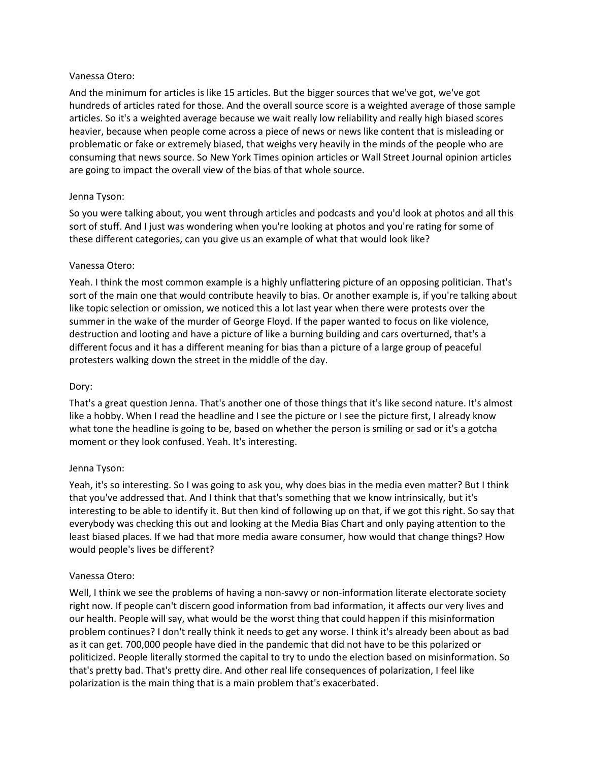Vanessa Otero:

And the minimum for articles is like 15 articles. But the bigger sources that we've got, we've got hundreds of articles rated for those. And the overall source score is a weighted average of those sample articles. So it's a weighted average because we wait really low reliability and really high biased scores heavier, because when people come across a piece of news or news like content that is misleading or problematic or fake or extremely biased, that weighs very heavily in the minds of the people who are consuming that news source. So New York Times opinion articles or Wall Street Journal opinion articles are going to impact the overall view of the bias of that whole source.

Jenna Tyson:

So you were talking about, you went through articles and podcasts and you'd look at photos and all this sort of stuff. And I just was wondering when you're looking at photos and you're rating for some of these different categories, can you give us an example of what that would look like?

Vanessa Otero:

Yeah. I think the most common example is a highly unflattering picture of an opposing politician. That's sort of the main one that would contribute heavily to bias. Or another example is, if you're talking about like topic selection or omission, we noticed this a lot last year when there were protests over the summer in the wake of the murder of George Floyd. If the paper wanted to focus on like violence, destruction and looting and have a picture of like a burning building and cars overturned, that's a different focus and it has a different meaning for bias than a picture of a large group of peaceful protesters walking down the street in the middle of the day.

Dory:

That's a great question Jenna. That's another one of those things that it's like second nature. It's almost like a hobby. When I read the headline and I see the picture or I see the picture first, I already know what tone the headline is going to be, based on whether the person is smiling or sad or it's a gotcha moment or they look confused. Yeah. It's interesting.

Jenna Tyson:

Yeah, it's so interesting. So I was going to ask you, why does bias in the media even matter? But I think that you've addressed that. And I think that that's something that we know intrinsically, but it's interesting to be able to identify it. But then kind of following up on that, if we got this right. So say that everybody was checking this out and looking at the Media Bias Chart and only paying attention to the least biased places. If we had that more media aware consumer, how would that change things? How would people's lives be different?

Vanessa Otero:

Well, I think we see the problems of having a non-savvy or non-information literate electorate society right now. If people can't discern good information from bad information, it affects our very lives and our health. People will say, what would be the worst thing that could happen if this misinformation problem continues? I don't really think it needs to get any worse. I think it's already been about as bad as it can get. 700,000 people have died in the pandemic that did not have to be this polarized or politicized. People literally stormed the capital to try to undo the election based on misinformation. So that's pretty bad. That's pretty dire. And other real life consequences of polarization, I feel like polarization is the main thing that is a main problem that's exacerbated.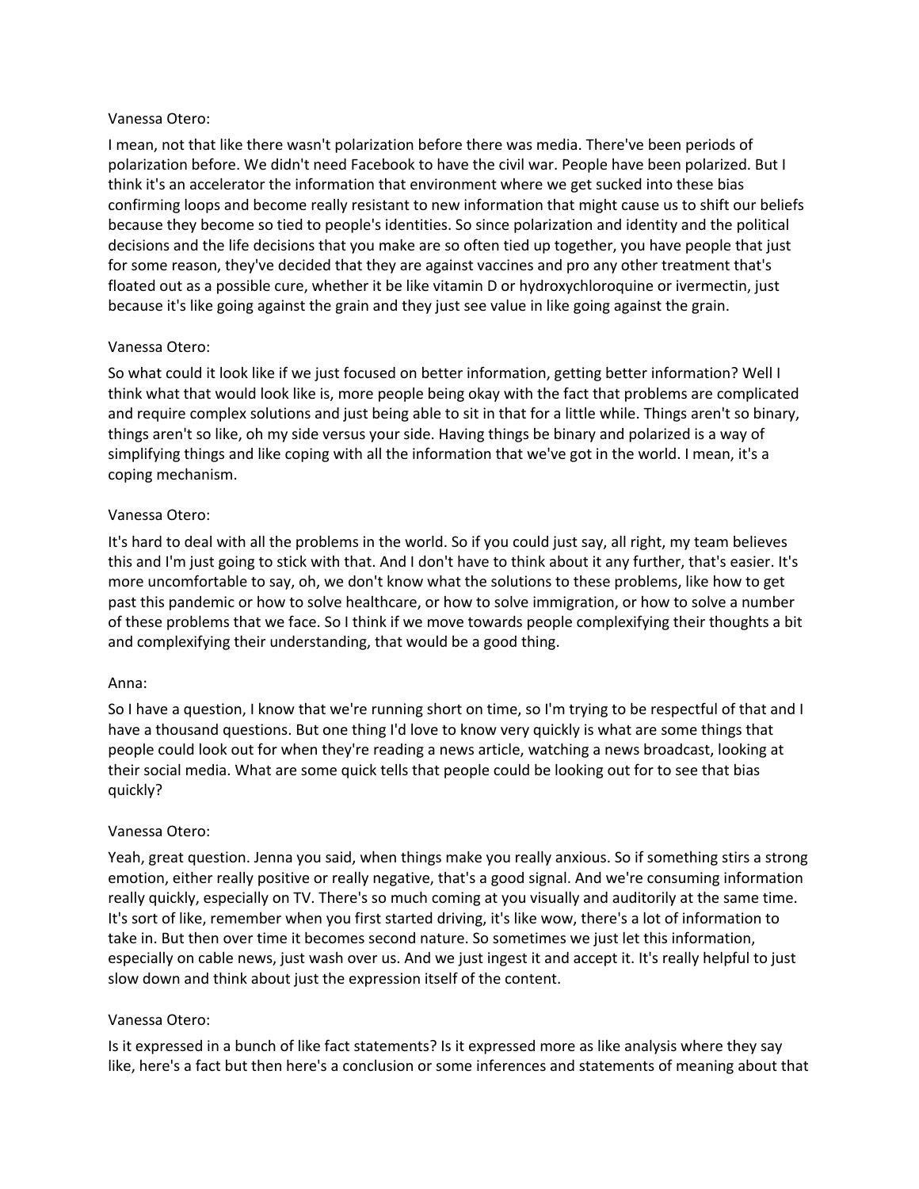Vanessa Otero:

I mean, not that like there wasn't polarization before there was media. There've been periods of polarization before. We didn't need Facebook to have the civil war. People have been polarized. But I think it's an accelerator the information that environment where we get sucked into these bias confirming loops and become really resistant to new information that might cause us to shift our beliefs because they become so tied to people's identities. So since polarization and identity and the political decisions and the life decisions that you make are so often tied up together, you have people that just for some reason, they've decided that they are against vaccines and pro any other treatment that's floated out as a possible cure, whether it be like vitamin D or hydroxychloroquine or ivermectin, just because it's like going against the grain and they just see value in like going against the grain.

Vanessa Otero:

So what could it look like if we just focused on better information, getting better information? Well I think what that would look like is, more people being okay with the fact that problems are complicated and require complex solutions and just being able to sit in that for a little while. Things aren't so binary, things aren't so like, oh my side versus your side. Having things be binary and polarized is a way of simplifying things and like coping with all the information that we've got in the world. I mean, it's a coping mechanism.

Vanessa Otero:

It's hard to deal with all the problems in the world. So if you could just say, all right, my team believes this and I'm just going to stick with that. And I don't have to think about it any further, that's easier. It's more uncomfortable to say, oh, we don't know what the solutions to these problems, like how to get past this pandemic or how to solve healthcare, or how to solve immigration, or how to solve a number of these problems that we face. So I think if we move towards people complexifying their thoughts a bit and complexifying their understanding, that would be a good thing.

Anna:

So I have a question, I know that we're running short on time, so I'm trying to be respectful of that and I have a thousand questions. But one thing I'd love to know very quickly is what are some things that people could look out for when they're reading a news article, watching a news broadcast, looking at their social media. What are some quick tells that people could be looking out for to see that bias quickly?

Vanessa Otero:

Yeah, great question. Jenna you said, when things make you really anxious. So if something stirs a strong emotion, either really positive or really negative, that's a good signal. And we're consuming information really quickly, especially on TV. There's so much coming at you visually and auditorily at the same time. It's sort of like, remember when you first started driving, it's like wow, there's a lot of information to take in. But then over time it becomes second nature. So sometimes we just let this information, especially on cable news, just wash over us. And we just ingest it and accept it. It's really helpful to just slow down and think about just the expression itself of the content.

Vanessa Otero:

Is it expressed in a bunch of like fact statements? Is it expressed more as like analysis where they say like, here's a fact but then here's a conclusion or some inferences and statements of meaning about that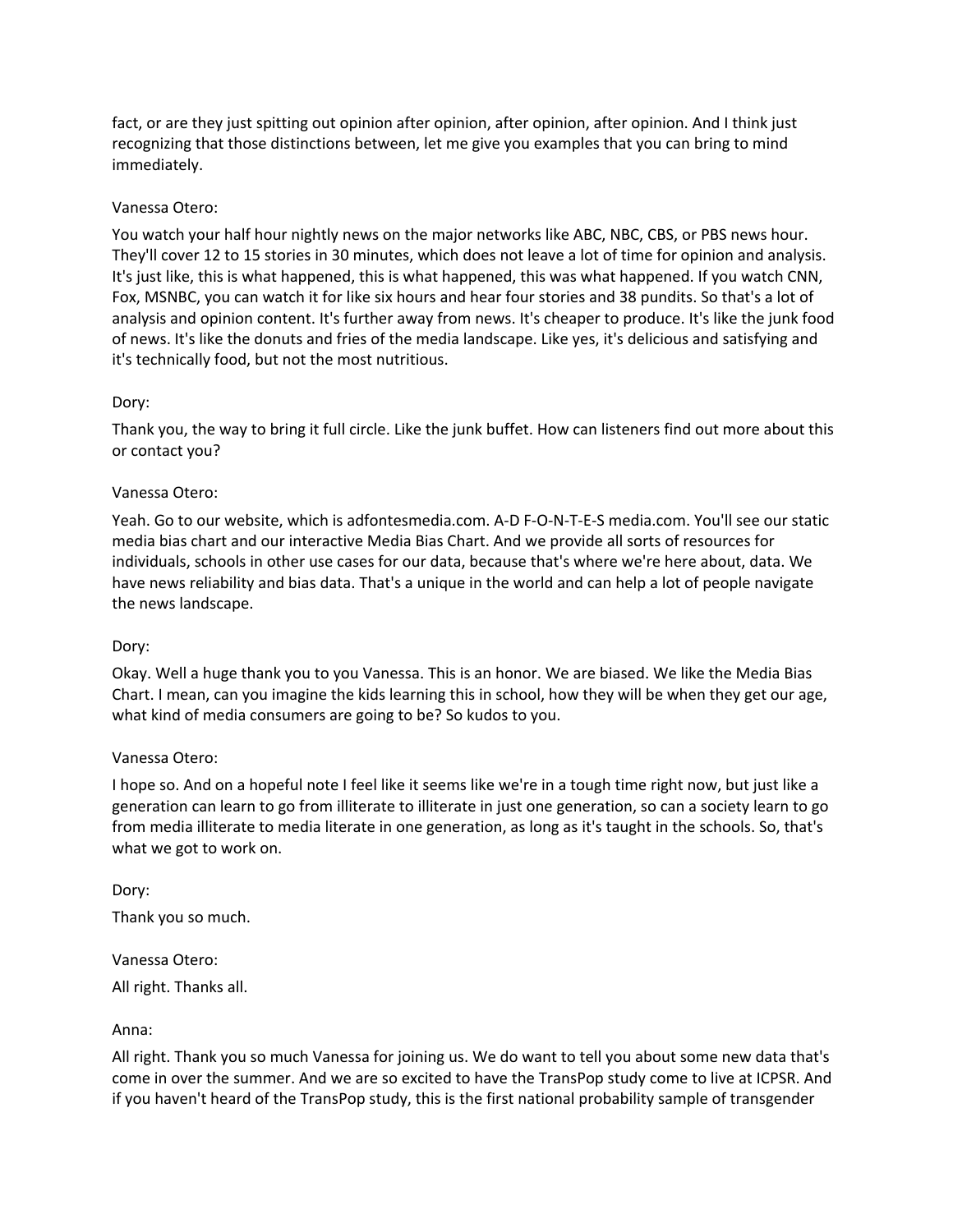fact, or are they just spitting out opinion after opinion, after opinion, after opinion. And I think just recognizing that those distinctions between, let me give you examples that you can bring to mind immediately.

Vanessa Otero:

You watch your half hour nightly news on the major networks like ABC, NBC, CBS, or PBS news hour. They'll cover 12 to 15 stories in 30 minutes, which does not leave a lot of time for opinion and analysis. It's just like, this is what happened, this is what happened, this was what happened. If you watch CNN, Fox, MSNBC, you can watch it for like six hours and hear four stories and 38 pundits. So that's a lot of analysis and opinion content. It's further away from news. It's cheaper to produce. It's like the junk food of news. It's like the donuts and fries of the media landscape. Like yes, it's delicious and satisfying and it's technically food, but not the most nutritious.

Dory:

Thank you, the way to bring it full circle. Like the junk buffet. How can listeners find out more about this or contact you?

Vanessa Otero:

Yeah. Go to our website, which is adfontesmedia.com. A-D F-O-N-T-E-S media.com. You'll see our static media bias chart and our interactive Media Bias Chart. And we provide all sorts of resources for individuals, schools in other use cases for our data, because that's where we're here about, data. We have news reliability and bias data. That's a unique in the world and can help a lot of people navigate the news landscape.

Dory:

Okay. Well a huge thank you to you Vanessa. This is an honor. We are biased. We like the Media Bias Chart. I mean, can you imagine the kids learning this in school, how they will be when they get our age, what kind of media consumers are going to be? So kudos to you.

Vanessa Otero:

I hope so. And on a hopeful note I feel like it seems like we're in a tough time right now, but just like a generation can learn to go from illiterate to illiterate in just one generation, so can a society learn to go from media illiterate to media literate in one generation, as long as it's taught in the schools. So, that's what we got to work on.

Dory:

Thank you so much.

Vanessa Otero:

All right. Thanks all.

Anna:

All right. Thank you so much Vanessa for joining us. We do want to tell you about some new data that's come in over the summer. And we are so excited to have the TransPop study come to live at ICPSR. And if you haven't heard of the TransPop study, this is the first national probability sample of transgender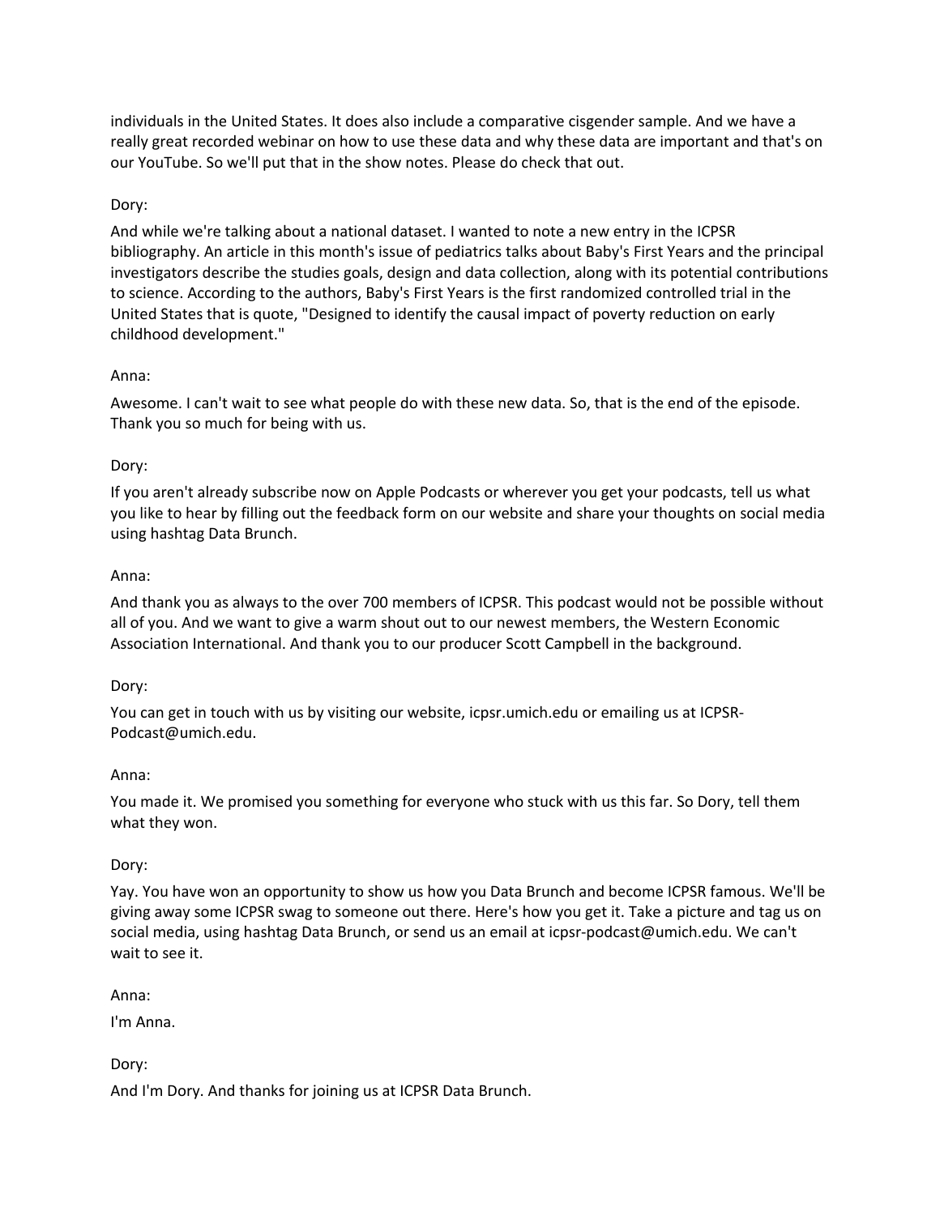individuals in the United States. It does also include a comparative cisgender sample. And we have a really great recorded webinar on how to use these data and why these data are important and that's on our YouTube. So we'll put that in the show notes. Please do check that out.

Dory:

And while we're talking about a national dataset. I wanted to note a new entry in the ICPSR bibliography. An article in this month's issue of pediatrics talks about Baby's First Years and the principal investigators describe the studies goals, design and data collection, along with its potential contributions to science. According to the authors, Baby's First Years is the first randomized controlled trial in the United States that is quote, "Designed to identify the causal impact of poverty reduction on early childhood development."

Anna:

Awesome. I can't wait to see what people do with these new data. So, that is the end of the episode. Thank you so much for being with us.

Dory:

If you aren't already subscribe now on Apple Podcasts or wherever you get your podcasts, tell us what you like to hear by filling out the feedback form on our website and share your thoughts on social media using hashtag Data Brunch.

Anna:

And thank you as always to the over 700 members of ICPSR. This podcast would not be possible without all of you. And we want to give a warm shout out to our newest members, the Western Economic Association International. And thank you to our producer Scott Campbell in the background.

Dory:

You can get in touch with us by visiting our website, icpsr.umich.edu or emailing us at ICPSR-Podcast@umich.edu.

Anna:

You made it. We promised you something for everyone who stuck with us this far. So Dory, tell them what they won.

Dory:

Yay. You have won an opportunity to show us how you Data Brunch and become ICPSR famous. We'll be giving away some ICPSR swag to someone out there. Here's how you get it. Take a picture and tag us on social media, using hashtag Data Brunch, or send us an email at icpsr-podcast@umich.edu. We can't wait to see it.

Anna:

I'm Anna.

Dory:

And I'm Dory. And thanks for joining us at ICPSR Data Brunch.